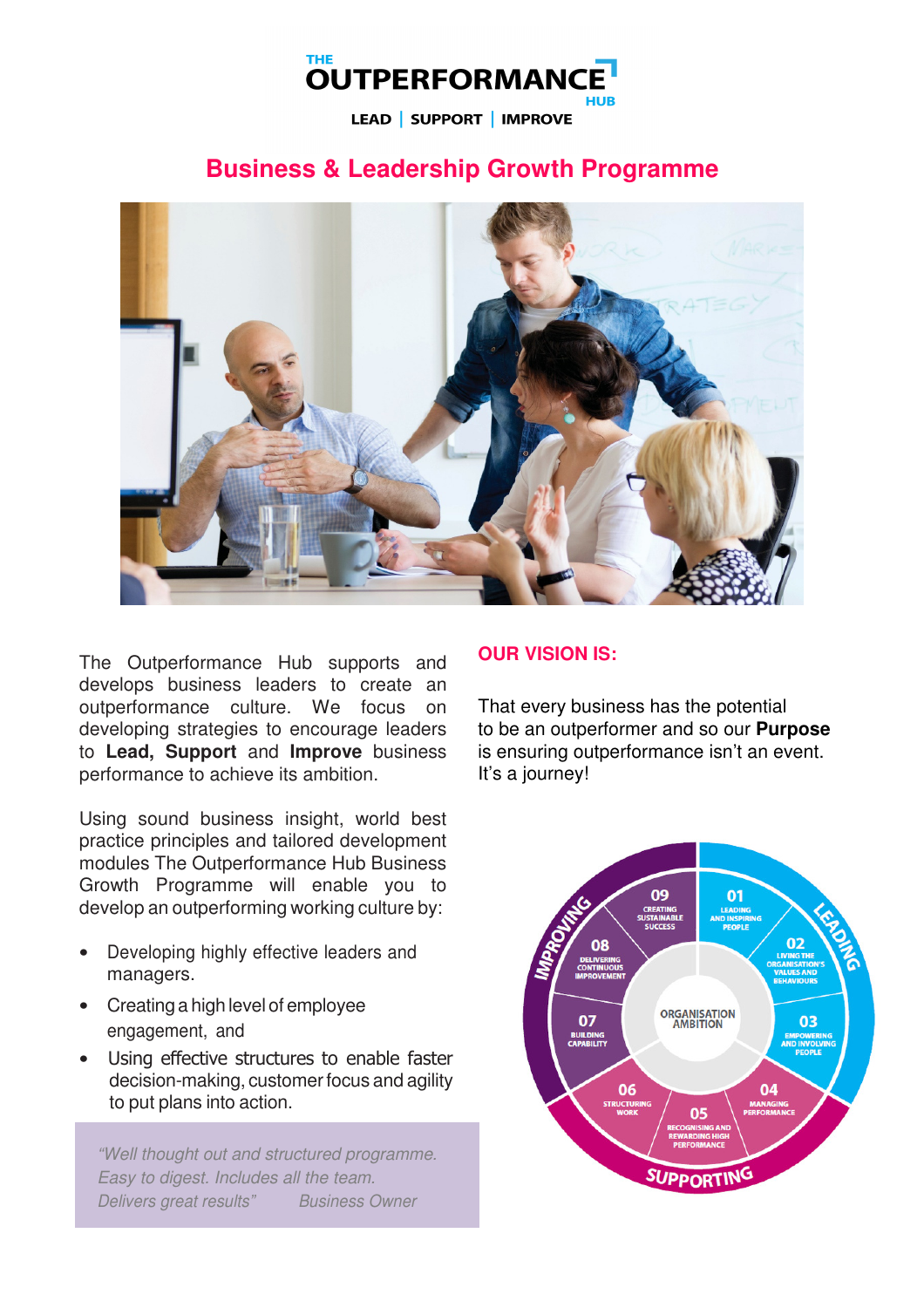THE **OUTPERFORMANCE** HUB

**LEAD | SUPPORT | IMPROVE**

# Business & Leadership Growth Programme

The Outperformance Hub supports and develops business leaders to create an outperformance culture. We focus on developing strategies to encourage leaders to **Lead, Support** and **Improve** business performance to achieve its ambition.

Using sound business insight, world best practice principles and tailored development modules The Outperformance Hub Business Growth Programme will enable you to develop an outperforming working culture by:

- Developing highly effective leaders and managers.
- Creating a high level of employee engagement, and
- Using effective structures to enable faster decision-making, customer focus and agility to put plans into action.

> *"Well thought out and structured programme. Easy to digest. Includes all the team. Delivers great results"* Business Owner

## OUR VISION IS:

That every business has the potential to be an outperformer and so our **Purpose** is ensuring outperformance isn't an event. It's a journey!

ORGANISATION AMBITION

LEADING
- 01 LEADING AND INSPIRING PEOPLE
- 02 LIVING THE ORGANISATION'S VALUES AND BEHAVIOURS
- 03 EMPOWERING AND INVOLVING PEOPLE

SUPPORTING
- 04 MANAGING PERFORMANCE
- 05 RECOGNISING AND REWARDING HIGH PERFORMANCE
- 06 STRUCTURING WORK

IMPROVING
- 07 BUILDING CAPABILITY
- 08 DELIVERING CONTINUOUS IMPROVEMENT
- 09 CREATING SUSTAINABLE SUCCESS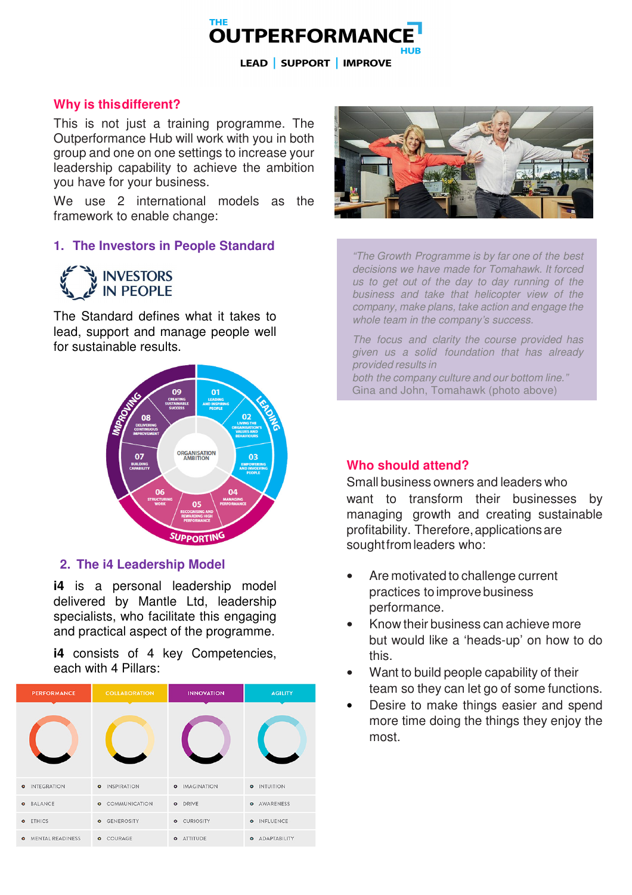# THE OUTPERFORMANCE HUB

**LEAD | SUPPORT | IMPROVE**

## Why is this different?

This is not just a training programme. The Outperformance Hub will work with you in both group and one on one settings to increase your leadership capability to achieve the ambition you have for your business.

We use 2 international models as the framework to enable change:

### 1. The Investors in People Standard

INVESTORS IN PEOPLE

The Standard defines what it takes to lead, support and manage people well for sustainable results.

ORGANISATION AMBITION

LEADING:
- 01 LEADING AND INSPIRING PEOPLE
- 02 LIVING THE ORGANISATION'S VALUES AND BEHAVIOURS
- 03 EMPOWERING AND INVOLVING PEOPLE

SUPPORTING:
- 04 MANAGING PERFORMANCE
- 05 RECOGNISING AND REWARDING HIGH PERFORMANCE
- 06 STRUCTURING WORK

IMPROVING:
- 07 BUILDING CAPABILITY
- 08 DELIVERING CONTINUOUS IMPROVEMENT
- 09 CREATING SUSTAINABLE SUCCESS

### 2. The i4 Leadership Model

**i4** is a personal leadership model delivered by Mantle Ltd, leadership specialists, who facilitate this engaging and practical aspect of the programme.

**i4** consists of 4 key Competencies, each with 4 Pillars:

| PERFORMANCE | COLLABORATION | INNOVATION | AGILITY |
|---|---|---|---|
| INTEGRATION | INSPIRATION | IMAGINATION | INTUITION |
| BALANCE | COMMUNICATION | DRIVE | AWARENESS |
| ETHICS | GENEROSITY | CURIOSITY | INFLUENCE |
| MENTAL READINESS | COURAGE | ATTITUDE | ADAPTABILITY |

*"The Growth Programme is by far one of the best decisions we have made for Tomahawk. It forced us to get out of the day to day running of the business and take that helicopter view of the company, make plans, take action and engage the whole team in the company's success.*

*The focus and clarity the course provided has given us a solid foundation that has already provided results in both the company culture and our bottom line."*

Gina and John, Tomahawk (photo above)

## Who should attend?

Small business owners and leaders who want to transform their businesses by managing growth and creating sustainable profitability. Therefore, applications are sought from leaders who:

- Are motivated to challenge current practices to improve business performance.
- Know their business can achieve more but would like a 'heads-up' on how to do this.
- Want to build people capability of their team so they can let go of some functions.
- Desire to make things easier and spend more time doing the things they enjoy the most.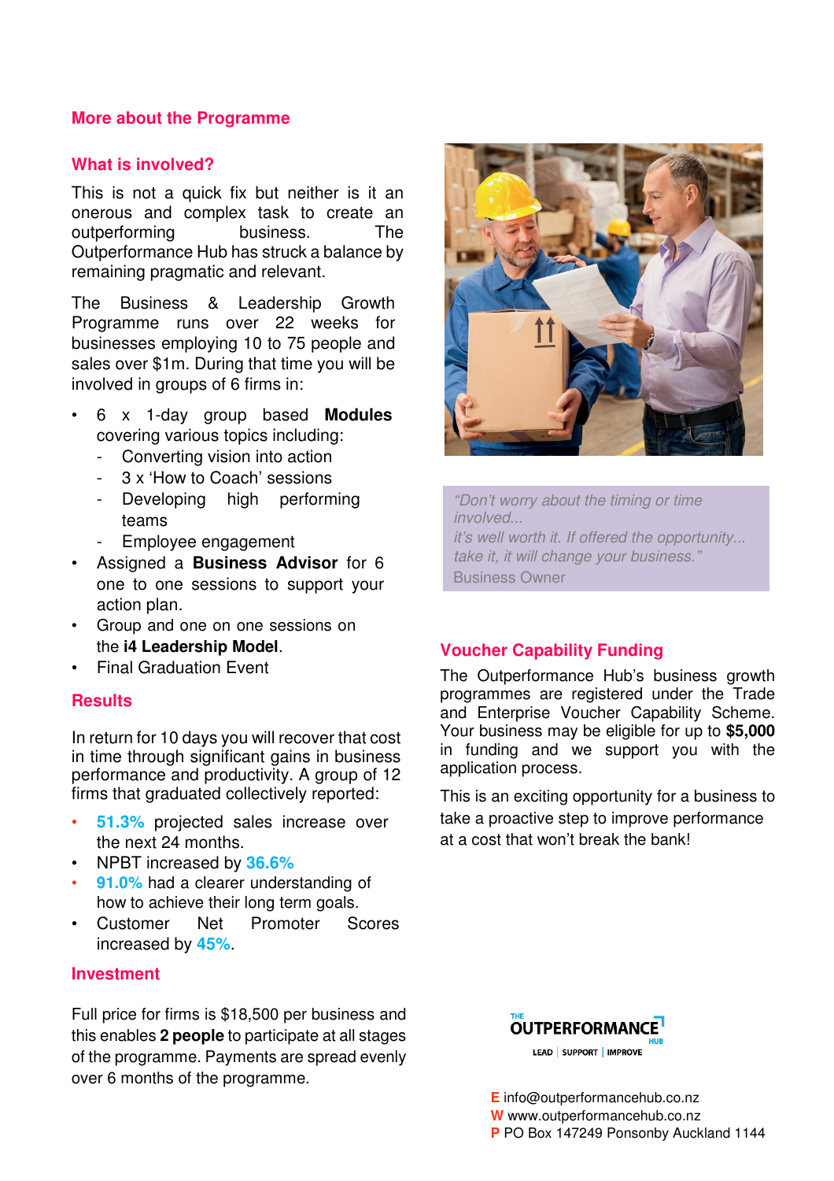## More about the Programme

### What is involved?

This is not a quick fix but neither is it an onerous and complex task to create an outperforming business. The Outperformance Hub has struck a balance by remaining pragmatic and relevant.

The Business & Leadership Growth Programme runs over 22 weeks for businesses employing 10 to 75 people and sales over $1m. During that time you will be involved in groups of 6 firms in:

- 6 x 1-day group based **Modules** covering various topics including:
  - Converting vision into action
  - 3 x 'How to Coach' sessions
  - Developing high performing teams
  - Employee engagement
- Assigned a **Business Advisor** for 6 one to one sessions to support your action plan.
- Group and one on one sessions on the **i4 Leadership Model**.
- Final Graduation Event

### Results

In return for 10 days you will recover that cost in time through significant gains in business performance and productivity. A group of 12 firms that graduated collectively reported:

- **51.3%** projected sales increase over the next 24 months.
- NPBT increased by **36.6%**
- **91.0%** had a clearer understanding of how to achieve their long term goals.
- Customer Net Promoter Scores increased by **45%**.

### Investment

Full price for firms is $18,500 per business and this enables **2 people** to participate at all stages of the programme. Payments are spread evenly over 6 months of the programme.

> *"Don't worry about the timing or time involved...*
> *it's well worth it. If offered the opportunity...*
> *take it, it will change your business."*
> Business Owner

### Voucher Capability Funding

The Outperformance Hub's business growth programmes are registered under the Trade and Enterprise Voucher Capability Scheme. Your business may be eligible for up to **$5,000** in funding and we support you with the application process.

This is an exciting opportunity for a business to take a proactive step to improve performance at a cost that won't break the bank!

THE OUTPERFORMANCE HUB
LEAD | SUPPORT | IMPROVE

**E** info@outperformancehub.co.nz
**W** www.outperformancehub.co.nz
**P** PO Box 147249 Ponsonby Auckland 1144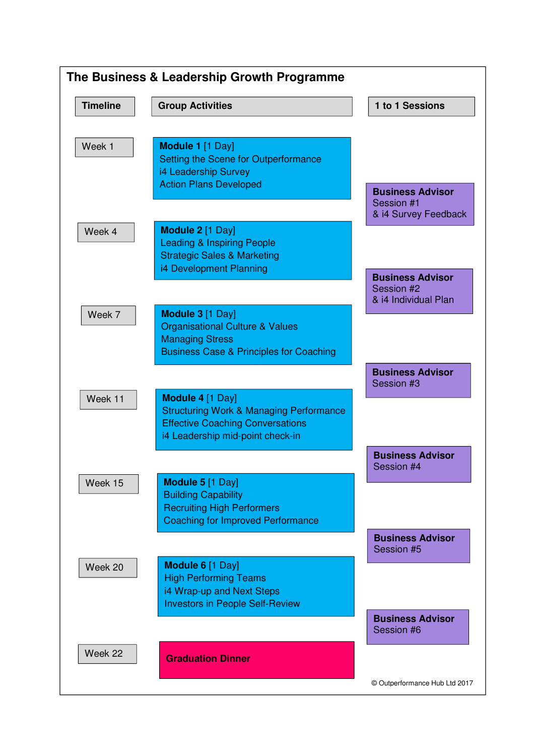# The Business & Leadership Growth Programme

| Timeline | Group Activities | 1 to 1 Sessions |
| --- | --- | --- |
| Week 1 | **Module 1** [1 Day]<br>Setting the Scene for Outperformance<br>i4 Leadership Survey<br>Action Plans Developed | |
| | | **Business Advisor** Session #1 & i4 Survey Feedback |
| Week 4 | **Module 2** [1 Day]<br>Leading & Inspiring People<br>Strategic Sales & Marketing<br>i4 Development Planning | |
| | | **Business Advisor** Session #2 & i4 Individual Plan |
| Week 7 | **Module 3** [1 Day]<br>Organisational Culture & Values<br>Managing Stress<br>Business Case & Principles for Coaching | |
| | | **Business Advisor** Session #3 |
| Week 11 | **Module 4** [1 Day]<br>Structuring Work & Managing Performance<br>Effective Coaching Conversations<br>i4 Leadership mid-point check-in | |
| | | **Business Advisor** Session #4 |
| Week 15 | **Module 5** [1 Day]<br>Building Capability<br>Recruiting High Performers<br>Coaching for Improved Performance | |
| | | **Business Advisor** Session #5 |
| Week 20 | **Module 6** [1 Day]<br>High Performing Teams<br>i4 Wrap-up and Next Steps<br>Investors in People Self-Review | |
| | | **Business Advisor** Session #6 |
| Week 22 | **Graduation Dinner** | |

© Outperformance Hub Ltd 2017